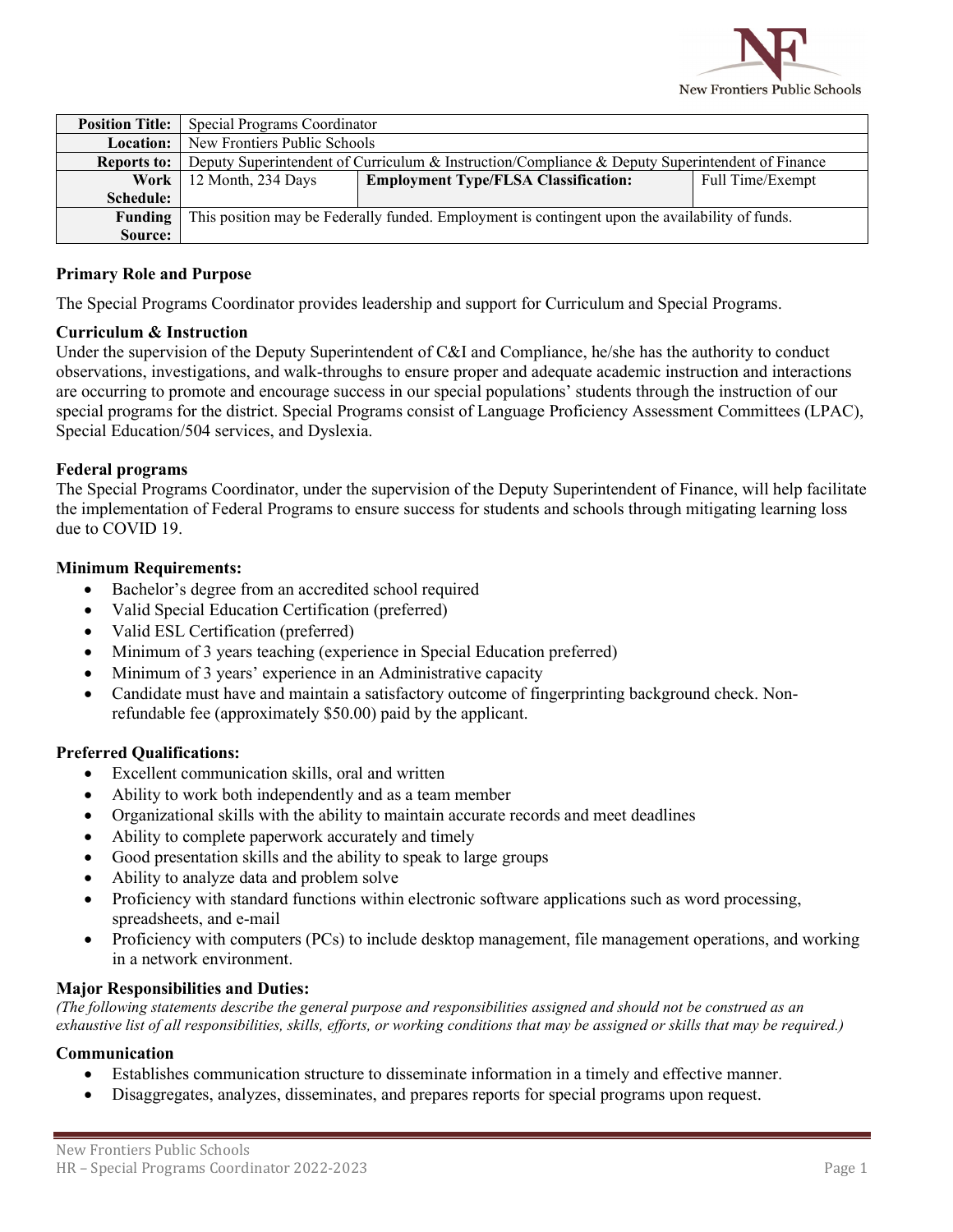New Frontiers Public Schools

| Position Title: | Special Programs Coordinator | | |
|---|---|---|---|
| Location: | New Frontiers Public Schools | | |
| Reports to: | Deputy Superintendent of Curriculum & Instruction/Compliance & Deputy Superintendent of Finance | | |
| Work Schedule: | 12 Month, 234 Days | **Employment Type/FLSA Classification:** | Full Time/Exempt |
| Funding Source: | This position may be Federally funded. Employment is contingent upon the availability of funds. | | |

### Primary Role and Purpose

The Special Programs Coordinator provides leadership and support for Curriculum and Special Programs.

### Curriculum & Instruction

Under the supervision of the Deputy Superintendent of C&I and Compliance, he/she has the authority to conduct observations, investigations, and walk-throughs to ensure proper and adequate academic instruction and interactions are occurring to promote and encourage success in our special populations' students through the instruction of our special programs for the district. Special Programs consist of Language Proficiency Assessment Committees (LPAC), Special Education/504 services, and Dyslexia.

### Federal programs

The Special Programs Coordinator, under the supervision of the Deputy Superintendent of Finance, will help facilitate the implementation of Federal Programs to ensure success for students and schools through mitigating learning loss due to COVID 19.

### Minimum Requirements:

- Bachelor's degree from an accredited school required
- Valid Special Education Certification (preferred)
- Valid ESL Certification (preferred)
- Minimum of 3 years teaching (experience in Special Education preferred)
- Minimum of 3 years' experience in an Administrative capacity
- Candidate must have and maintain a satisfactory outcome of fingerprinting background check. Non-refundable fee (approximately $50.00) paid by the applicant.

### Preferred Qualifications:

- Excellent communication skills, oral and written
- Ability to work both independently and as a team member
- Organizational skills with the ability to maintain accurate records and meet deadlines
- Ability to complete paperwork accurately and timely
- Good presentation skills and the ability to speak to large groups
- Ability to analyze data and problem solve
- Proficiency with standard functions within electronic software applications such as word processing, spreadsheets, and e-mail
- Proficiency with computers (PCs) to include desktop management, file management operations, and working in a network environment.

### Major Responsibilities and Duties:

*(The following statements describe the general purpose and responsibilities assigned and should not be construed as an exhaustive list of all responsibilities, skills, efforts, or working conditions that may be assigned or skills that may be required.)*

### Communication

- Establishes communication structure to disseminate information in a timely and effective manner.
- Disaggregates, analyzes, disseminates, and prepares reports for special programs upon request.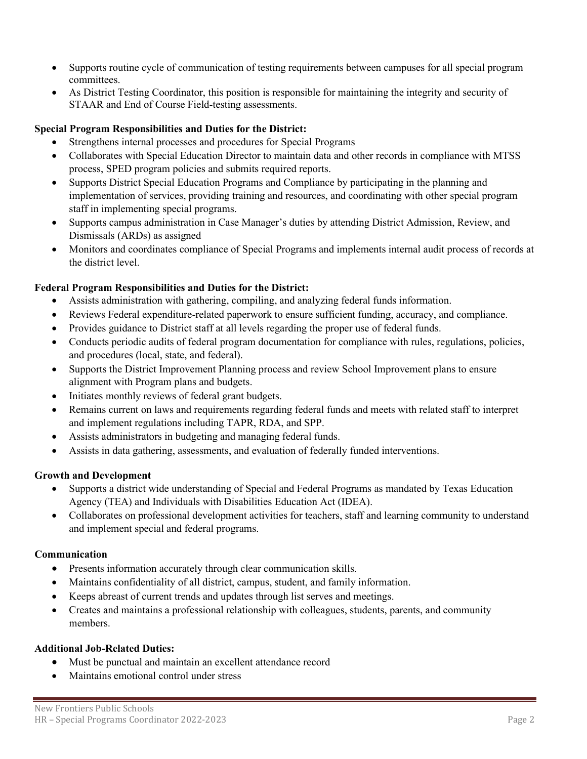- Supports routine cycle of communication of testing requirements between campuses for all special program committees.
- As District Testing Coordinator, this position is responsible for maintaining the integrity and security of STAAR and End of Course Field-testing assessments.

**Special Program Responsibilities and Duties for the District:**

- Strengthens internal processes and procedures for Special Programs
- Collaborates with Special Education Director to maintain data and other records in compliance with MTSS process, SPED program policies and submits required reports.
- Supports District Special Education Programs and Compliance by participating in the planning and implementation of services, providing training and resources, and coordinating with other special program staff in implementing special programs.
- Supports campus administration in Case Manager's duties by attending District Admission, Review, and Dismissals (ARDs) as assigned
- Monitors and coordinates compliance of Special Programs and implements internal audit process of records at the district level.

**Federal Program Responsibilities and Duties for the District:**

- Assists administration with gathering, compiling, and analyzing federal funds information.
- Reviews Federal expenditure-related paperwork to ensure sufficient funding, accuracy, and compliance.
- Provides guidance to District staff at all levels regarding the proper use of federal funds.
- Conducts periodic audits of federal program documentation for compliance with rules, regulations, policies, and procedures (local, state, and federal).
- Supports the District Improvement Planning process and review School Improvement plans to ensure alignment with Program plans and budgets.
- Initiates monthly reviews of federal grant budgets.
- Remains current on laws and requirements regarding federal funds and meets with related staff to interpret and implement regulations including TAPR, RDA, and SPP.
- Assists administrators in budgeting and managing federal funds.
- Assists in data gathering, assessments, and evaluation of federally funded interventions.

**Growth and Development**

- Supports a district wide understanding of Special and Federal Programs as mandated by Texas Education Agency (TEA) and Individuals with Disabilities Education Act (IDEA).
- Collaborates on professional development activities for teachers, staff and learning community to understand and implement special and federal programs.

**Communication**

- Presents information accurately through clear communication skills.
- Maintains confidentiality of all district, campus, student, and family information.
- Keeps abreast of current trends and updates through list serves and meetings.
- Creates and maintains a professional relationship with colleagues, students, parents, and community members.

**Additional Job-Related Duties:**

- Must be punctual and maintain an excellent attendance record
- Maintains emotional control under stress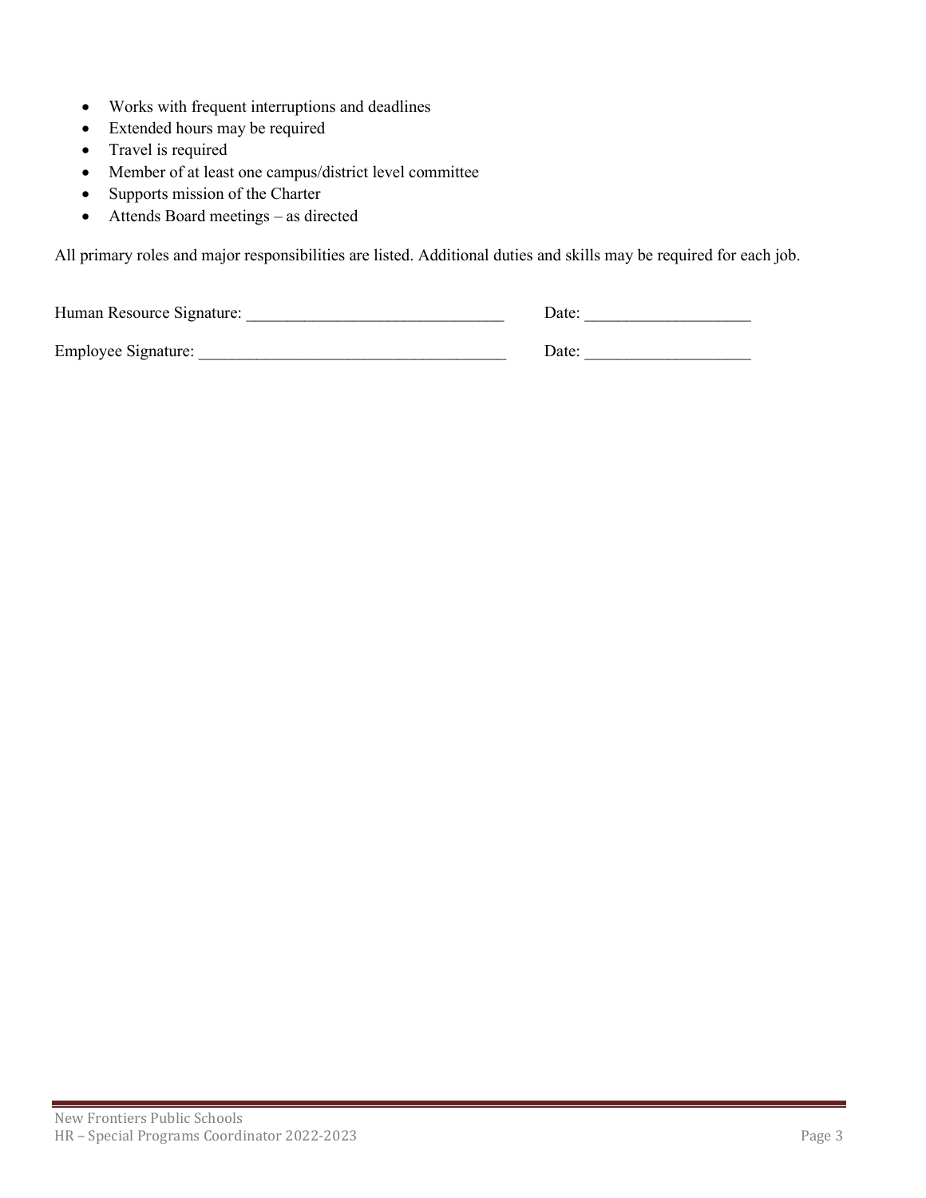- Works with frequent interruptions and deadlines
- Extended hours may be required
- Travel is required
- Member of at least one campus/district level committee
- Supports mission of the Charter
- Attends Board meetings – as directed

All primary roles and major responsibilities are listed. Additional duties and skills may be required for each job.

Human Resource Signature: _______________________________ Date: ____________________

Employee Signature: _____________________________________ Date: ____________________